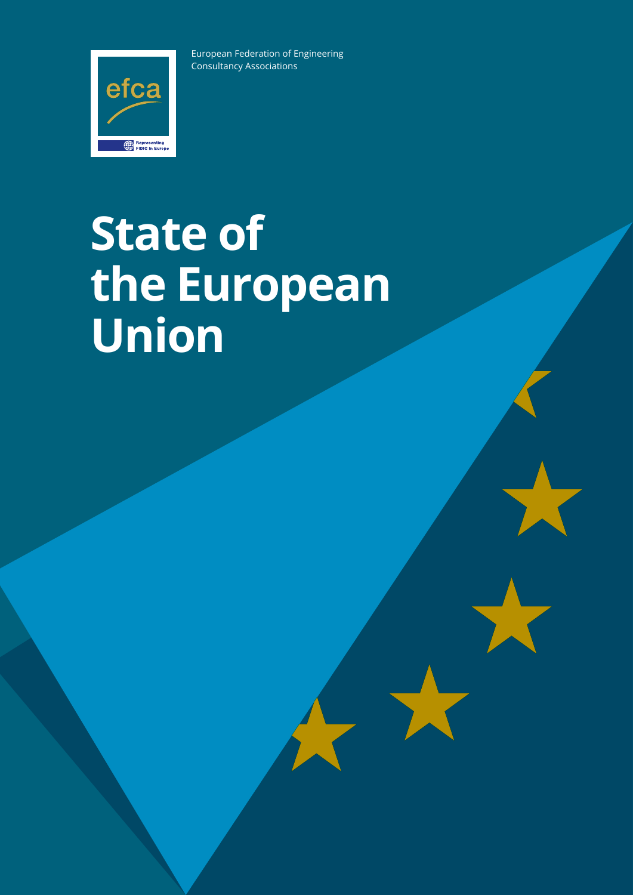efca

Representing FIDIC in Europe

European Federation of Engineering Consultancy Associations

# State of the European Union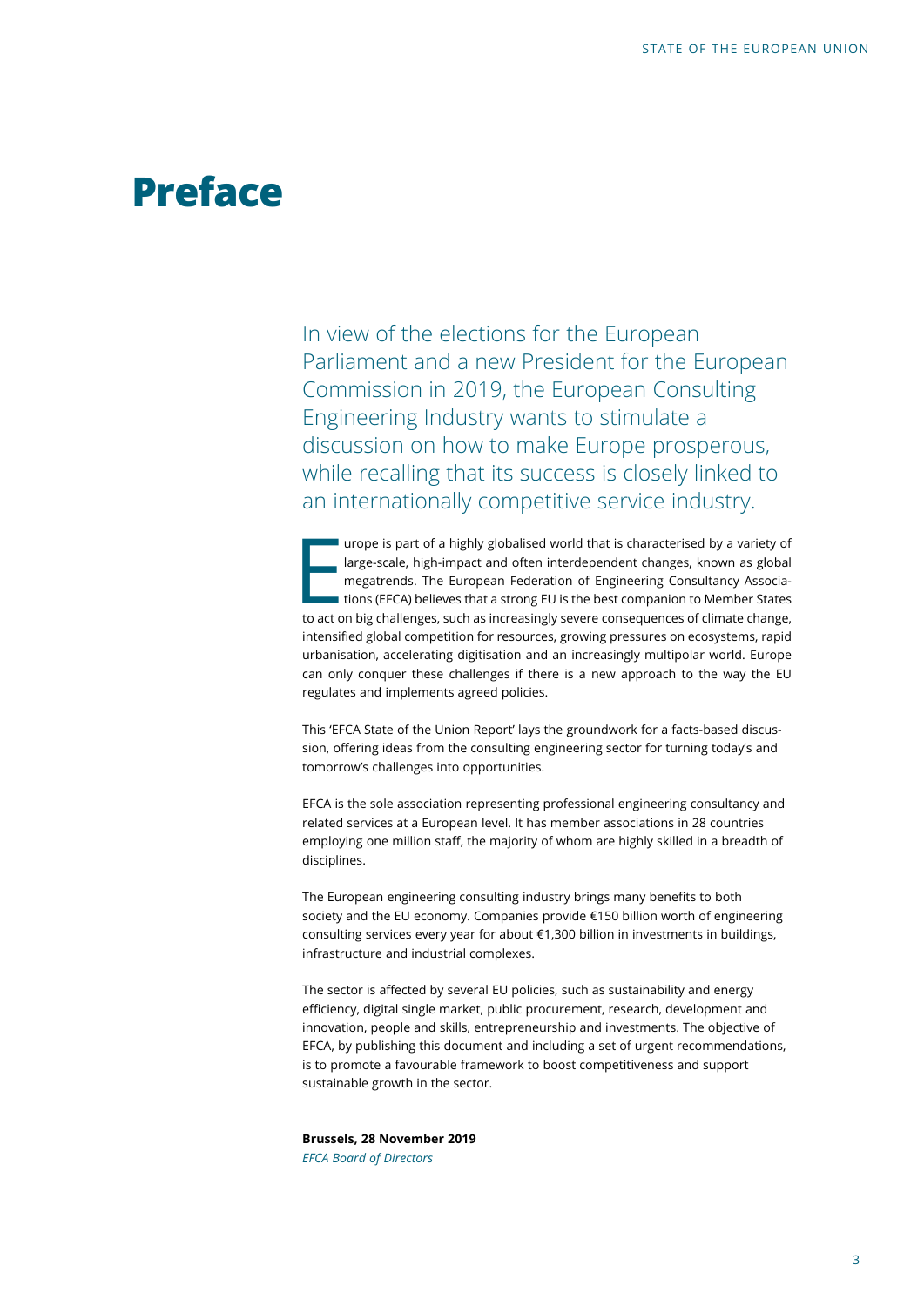# Preface

In view of the elections for the European Parliament and a new President for the European Commission in 2019, the European Consulting Engineering Industry wants to stimulate a discussion on how to make Europe prosperous, while recalling that its success is closely linked to an internationally competitive service industry.

Europe is part of a highly globalised world that is characterised by a variety of large-scale, high-impact and often interdependent changes, known as global megatrends. The European Federation of Engineering Consultancy Associations (EFCA) believes that a strong EU is the best companion to Member States to act on big challenges, such as increasingly severe consequences of climate change, intensified global competition for resources, growing pressures on ecosystems, rapid urbanisation, accelerating digitisation and an increasingly multipolar world. Europe can only conquer these challenges if there is a new approach to the way the EU regulates and implements agreed policies.

This 'EFCA State of the Union Report' lays the groundwork for a facts-based discussion, offering ideas from the consulting engineering sector for turning today's and tomorrow's challenges into opportunities.

EFCA is the sole association representing professional engineering consultancy and related services at a European level. It has member associations in 28 countries employing one million staff, the majority of whom are highly skilled in a breadth of disciplines.

The European engineering consulting industry brings many benefits to both society and the EU economy. Companies provide €150 billion worth of engineering consulting services every year for about €1,300 billion in investments in buildings, infrastructure and industrial complexes.

The sector is affected by several EU policies, such as sustainability and energy efficiency, digital single market, public procurement, research, development and innovation, people and skills, entrepreneurship and investments. The objective of EFCA, by publishing this document and including a set of urgent recommendations, is to promote a favourable framework to boost competitiveness and support sustainable growth in the sector.

**Brussels, 28 November 2019**
*EFCA Board of Directors*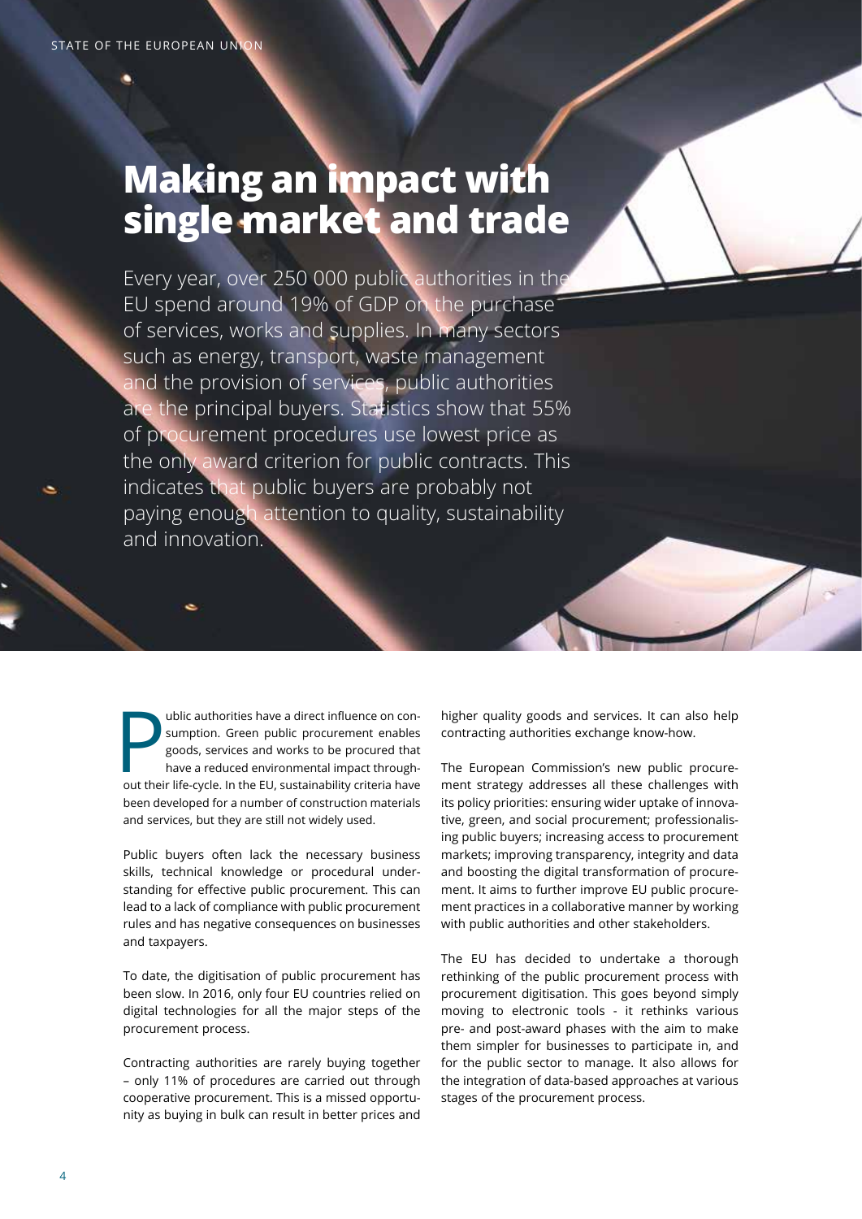# Making an impact with single market and trade

Every year, over 250 000 public authorities in the EU spend around 19% of GDP on the purchase of services, works and supplies. In many sectors such as energy, transport, waste management and the provision of services, public authorities are the principal buyers. Statistics show that 55% of procurement procedures use lowest price as the only award criterion for public contracts. This indicates that public buyers are probably not paying enough attention to quality, sustainability and innovation.

Public authorities have a direct influence on consumption. Green public procurement enables goods, services and works to be procured that have a reduced environmental impact throughout their life-cycle. In the EU, sustainability criteria have been developed for a number of construction materials and services, but they are still not widely used.

Public buyers often lack the necessary business skills, technical knowledge or procedural understanding for effective public procurement. This can lead to a lack of compliance with public procurement rules and has negative consequences on businesses and taxpayers.

To date, the digitisation of public procurement has been slow. In 2016, only four EU countries relied on digital technologies for all the major steps of the procurement process.

Contracting authorities are rarely buying together – only 11% of procedures are carried out through cooperative procurement. This is a missed opportunity as buying in bulk can result in better prices and higher quality goods and services. It can also help contracting authorities exchange know-how.

The European Commission's new public procurement strategy addresses all these challenges with its policy priorities: ensuring wider uptake of innovative, green, and social procurement; professionalising public buyers; increasing access to procurement markets; improving transparency, integrity and data and boosting the digital transformation of procurement. It aims to further improve EU public procurement practices in a collaborative manner by working with public authorities and other stakeholders.

The EU has decided to undertake a thorough rethinking of the public procurement process with procurement digitisation. This goes beyond simply moving to electronic tools - it rethinks various pre- and post-award phases with the aim to make them simpler for businesses to participate in, and for the public sector to manage. It also allows for the integration of data-based approaches at various stages of the procurement process.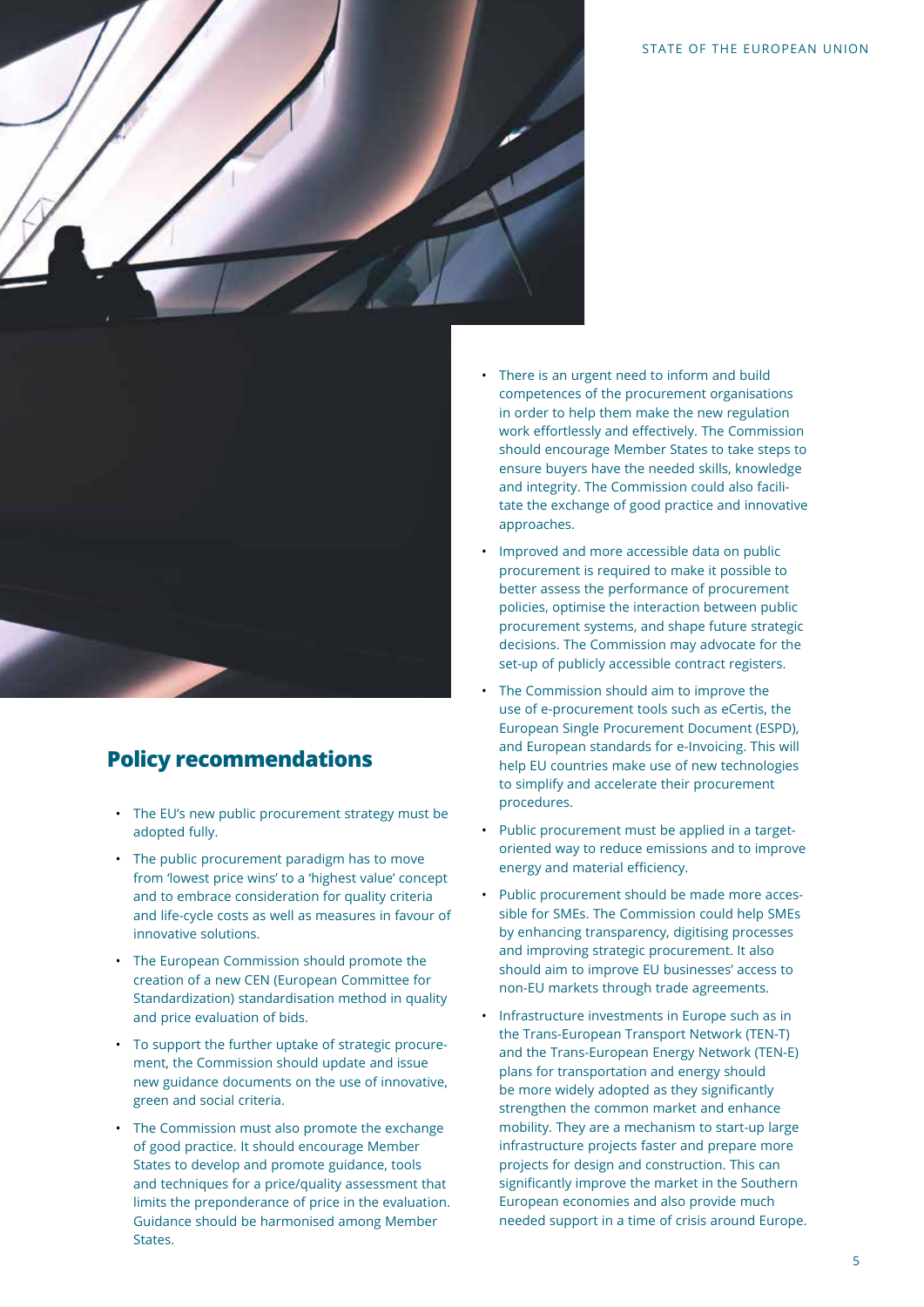## Policy recommendations

- The EU's new public procurement strategy must be adopted fully.
- The public procurement paradigm has to move from 'lowest price wins' to a 'highest value' concept and to embrace consideration for quality criteria and life-cycle costs as well as measures in favour of innovative solutions.
- The European Commission should promote the creation of a new CEN (European Committee for Standardization) standardisation method in quality and price evaluation of bids.
- To support the further uptake of strategic procurement, the Commission should update and issue new guidance documents on the use of innovative, green and social criteria.
- The Commission must also promote the exchange of good practice. It should encourage Member States to develop and promote guidance, tools and techniques for a price/quality assessment that limits the preponderance of price in the evaluation. Guidance should be harmonised among Member States.
- There is an urgent need to inform and build competences of the procurement organisations in order to help them make the new regulation work effortlessly and effectively. The Commission should encourage Member States to take steps to ensure buyers have the needed skills, knowledge and integrity. The Commission could also facilitate the exchange of good practice and innovative approaches.
- Improved and more accessible data on public procurement is required to make it possible to better assess the performance of procurement policies, optimise the interaction between public procurement systems, and shape future strategic decisions. The Commission may advocate for the set-up of publicly accessible contract registers.
- The Commission should aim to improve the use of e-procurement tools such as eCertis, the European Single Procurement Document (ESPD), and European standards for e-Invoicing. This will help EU countries make use of new technologies to simplify and accelerate their procurement procedures.
- Public procurement must be applied in a target-oriented way to reduce emissions and to improve energy and material efficiency.
- Public procurement should be made more accessible for SMEs. The Commission could help SMEs by enhancing transparency, digitising processes and improving strategic procurement. It also should aim to improve EU businesses' access to non-EU markets through trade agreements.
- Infrastructure investments in Europe such as in the Trans-European Transport Network (TEN-T) and the Trans-European Energy Network (TEN-E) plans for transportation and energy should be more widely adopted as they significantly strengthen the common market and enhance mobility. They are a mechanism to start-up large infrastructure projects faster and prepare more projects for design and construction. This can significantly improve the market in the Southern European economies and also provide much needed support in a time of crisis around Europe.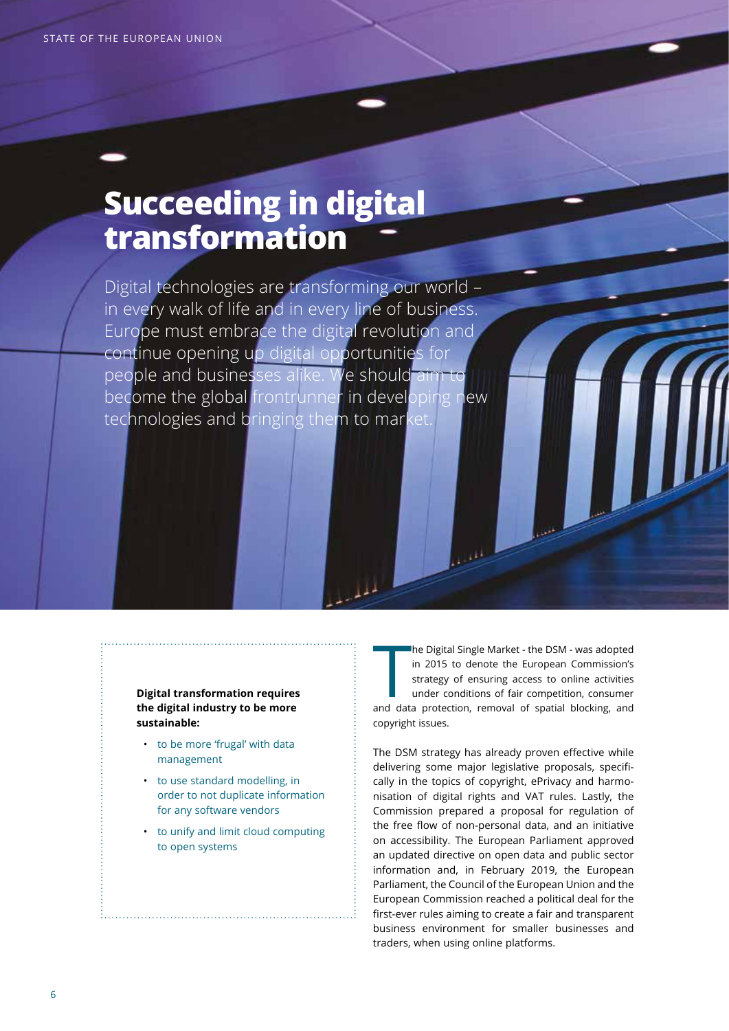# Succeeding in digital transformation

Digital technologies are transforming our world – in every walk of life and in every line of business. Europe must embrace the digital revolution and continue opening up digital opportunities for people and businesses alike. We should aim to become the global frontrunner in developing new technologies and bringing them to market.

**Digital transformation requires the digital industry to be more sustainable:**

- to be more 'frugal' with data management
- to use standard modelling, in order to not duplicate information for any software vendors
- to unify and limit cloud computing to open systems

The Digital Single Market - the DSM - was adopted in 2015 to denote the European Commission's strategy of ensuring access to online activities under conditions of fair competition, consumer and data protection, removal of spatial blocking, and copyright issues.

The DSM strategy has already proven effective while delivering some major legislative proposals, specifically in the topics of copyright, ePrivacy and harmonisation of digital rights and VAT rules. Lastly, the Commission prepared a proposal for regulation of the free flow of non-personal data, and an initiative on accessibility. The European Parliament approved an updated directive on open data and public sector information and, in February 2019, the European Parliament, the Council of the European Union and the European Commission reached a political deal for the first-ever rules aiming to create a fair and transparent business environment for smaller businesses and traders, when using online platforms.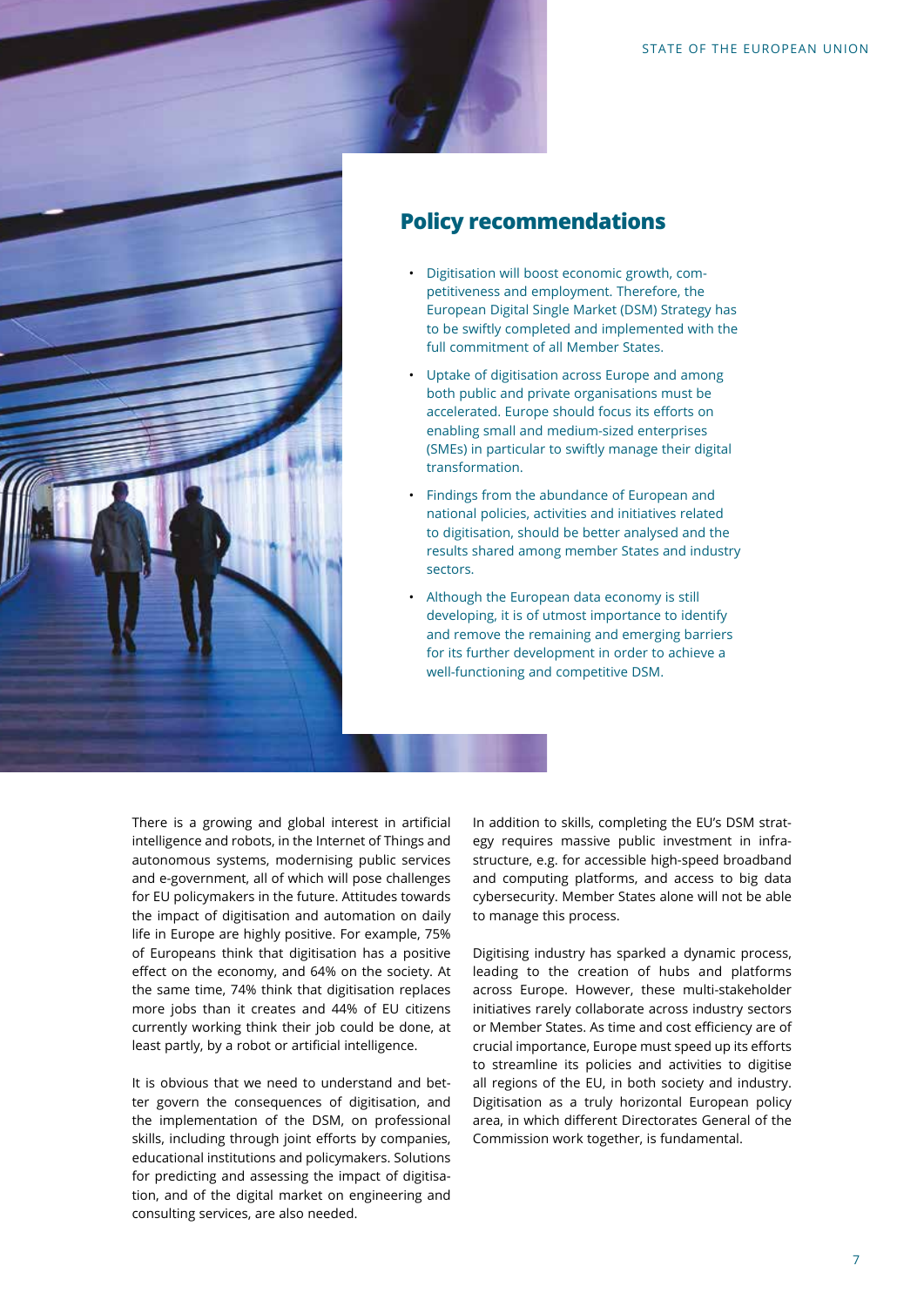## Policy recommendations

- Digitisation will boost economic growth, competitiveness and employment. Therefore, the European Digital Single Market (DSM) Strategy has to be swiftly completed and implemented with the full commitment of all Member States.
- Uptake of digitisation across Europe and among both public and private organisations must be accelerated. Europe should focus its efforts on enabling small and medium-sized enterprises (SMEs) in particular to swiftly manage their digital transformation.
- Findings from the abundance of European and national policies, activities and initiatives related to digitisation, should be better analysed and the results shared among member States and industry sectors.
- Although the European data economy is still developing, it is of utmost importance to identify and remove the remaining and emerging barriers for its further development in order to achieve a well-functioning and competitive DSM.

There is a growing and global interest in artificial intelligence and robots, in the Internet of Things and autonomous systems, modernising public services and e-government, all of which will pose challenges for EU policymakers in the future. Attitudes towards the impact of digitisation and automation on daily life in Europe are highly positive. For example, 75% of Europeans think that digitisation has a positive effect on the economy, and 64% on the society. At the same time, 74% think that digitisation replaces more jobs than it creates and 44% of EU citizens currently working think their job could be done, at least partly, by a robot or artificial intelligence.

It is obvious that we need to understand and better govern the consequences of digitisation, and the implementation of the DSM, on professional skills, including through joint efforts by companies, educational institutions and policymakers. Solutions for predicting and assessing the impact of digitisation, and of the digital market on engineering and consulting services, are also needed.

In addition to skills, completing the EU's DSM strategy requires massive public investment in infrastructure, e.g. for accessible high-speed broadband and computing platforms, and access to big data cybersecurity. Member States alone will not be able to manage this process.

Digitising industry has sparked a dynamic process, leading to the creation of hubs and platforms across Europe. However, these multi-stakeholder initiatives rarely collaborate across industry sectors or Member States. As time and cost efficiency are of crucial importance, Europe must speed up its efforts to streamline its policies and activities to digitise all regions of the EU, in both society and industry. Digitisation as a truly horizontal European policy area, in which different Directorates General of the Commission work together, is fundamental.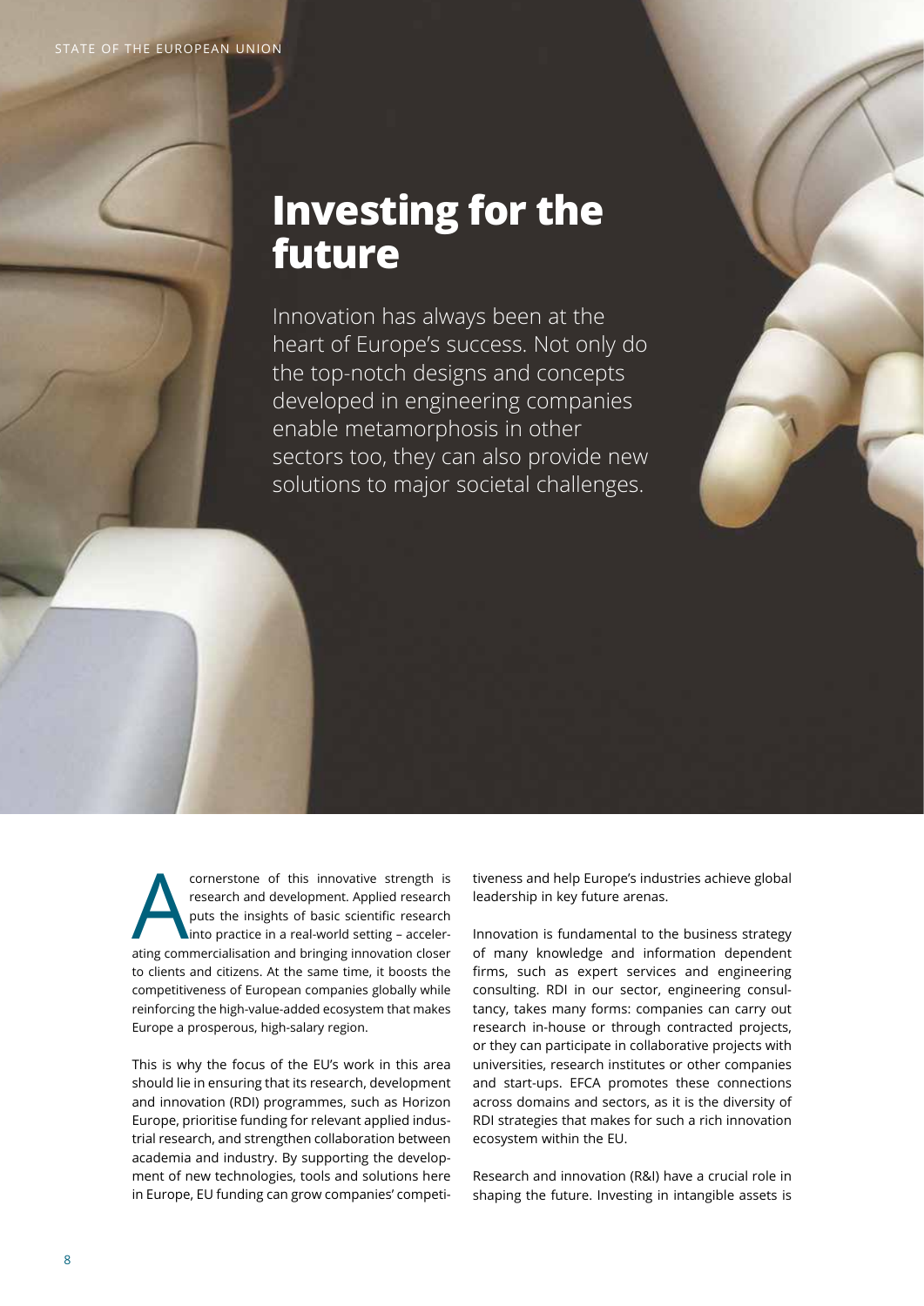# Investing for the future

Innovation has always been at the heart of Europe's success. Not only do the top-notch designs and concepts developed in engineering companies enable metamorphosis in other sectors too, they can also provide new solutions to major societal challenges.

A cornerstone of this innovative strength is research and development. Applied research puts the insights of basic scientific research into practice in a real-world setting – accelerating commercialisation and bringing innovation closer to clients and citizens. At the same time, it boosts the competitiveness of European companies globally while reinforcing the high-value-added ecosystem that makes Europe a prosperous, high-salary region.

This is why the focus of the EU's work in this area should lie in ensuring that its research, development and innovation (RDI) programmes, such as Horizon Europe, prioritise funding for relevant applied industrial research, and strengthen collaboration between academia and industry. By supporting the development of new technologies, tools and solutions here in Europe, EU funding can grow companies' competitiveness and help Europe's industries achieve global leadership in key future arenas.

Innovation is fundamental to the business strategy of many knowledge and information dependent firms, such as expert services and engineering consulting. RDI in our sector, engineering consultancy, takes many forms: companies can carry out research in-house or through contracted projects, or they can participate in collaborative projects with universities, research institutes or other companies and start-ups. EFCA promotes these connections across domains and sectors, as it is the diversity of RDI strategies that makes for such a rich innovation ecosystem within the EU.

Research and innovation (R&I) have a crucial role in shaping the future. Investing in intangible assets is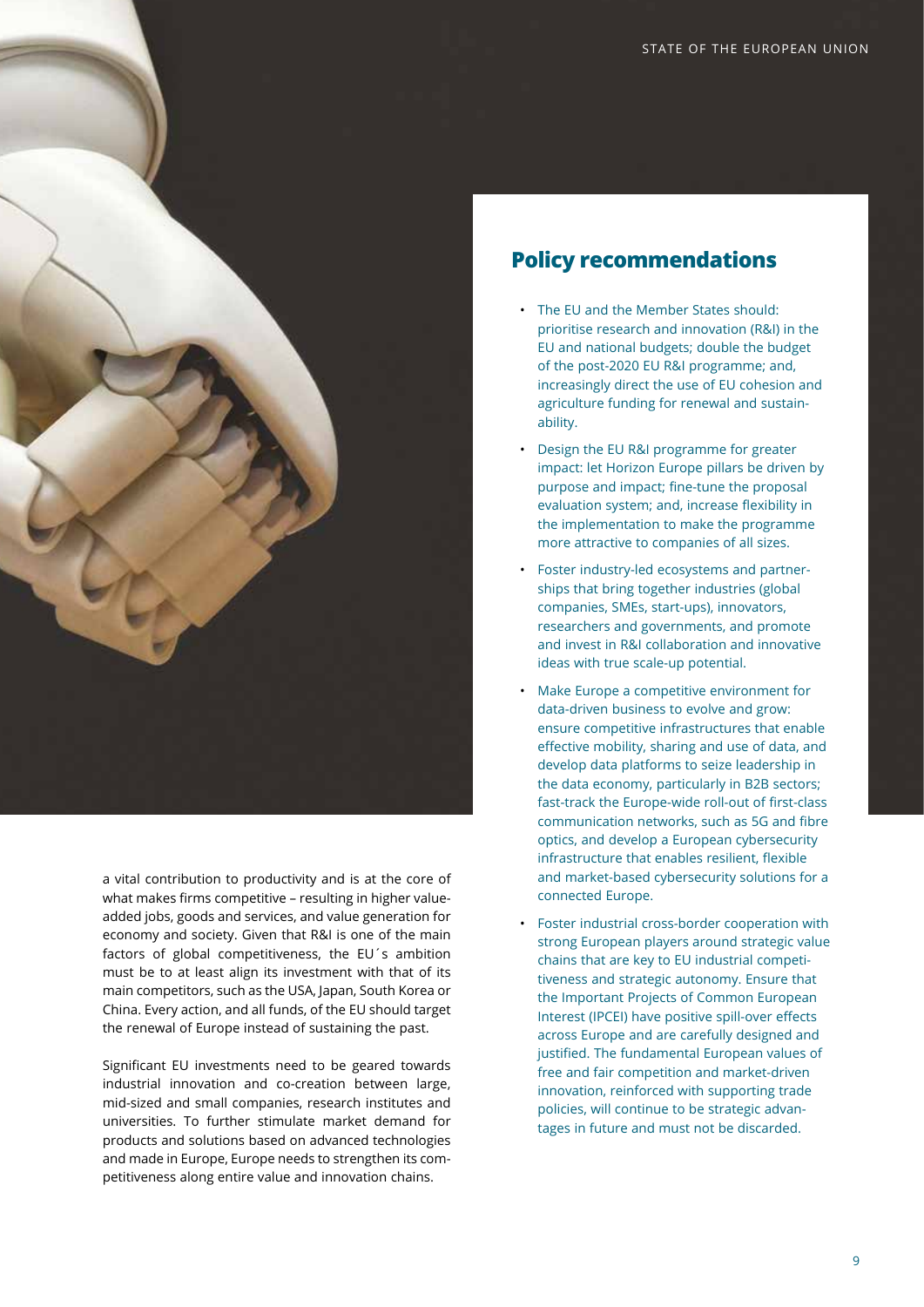a vital contribution to productivity and is at the core of what makes firms competitive – resulting in higher value-added jobs, goods and services, and value generation for economy and society. Given that R&I is one of the main factors of global competitiveness, the EU´s ambition must be to at least align its investment with that of its main competitors, such as the USA, Japan, South Korea or China. Every action, and all funds, of the EU should target the renewal of Europe instead of sustaining the past.

Significant EU investments need to be geared towards industrial innovation and co-creation between large, mid-sized and small companies, research institutes and universities. To further stimulate market demand for products and solutions based on advanced technologies and made in Europe, Europe needs to strengthen its competitiveness along entire value and innovation chains.

## Policy recommendations

- The EU and the Member States should: prioritise research and innovation (R&I) in the EU and national budgets; double the budget of the post-2020 EU R&I programme; and, increasingly direct the use of EU cohesion and agriculture funding for renewal and sustainability.
- Design the EU R&I programme for greater impact: let Horizon Europe pillars be driven by purpose and impact; fine-tune the proposal evaluation system; and, increase flexibility in the implementation to make the programme more attractive to companies of all sizes.
- Foster industry-led ecosystems and partnerships that bring together industries (global companies, SMEs, start-ups), innovators, researchers and governments, and promote and invest in R&I collaboration and innovative ideas with true scale-up potential.
- Make Europe a competitive environment for data-driven business to evolve and grow: ensure competitive infrastructures that enable effective mobility, sharing and use of data, and develop data platforms to seize leadership in the data economy, particularly in B2B sectors; fast-track the Europe-wide roll-out of first-class communication networks, such as 5G and fibre optics, and develop a European cybersecurity infrastructure that enables resilient, flexible and market-based cybersecurity solutions for a connected Europe.
- Foster industrial cross-border cooperation with strong European players around strategic value chains that are key to EU industrial competitiveness and strategic autonomy. Ensure that the Important Projects of Common European Interest (IPCEI) have positive spill-over effects across Europe and are carefully designed and justified. The fundamental European values of free and fair competition and market-driven innovation, reinforced with supporting trade policies, will continue to be strategic advantages in future and must not be discarded.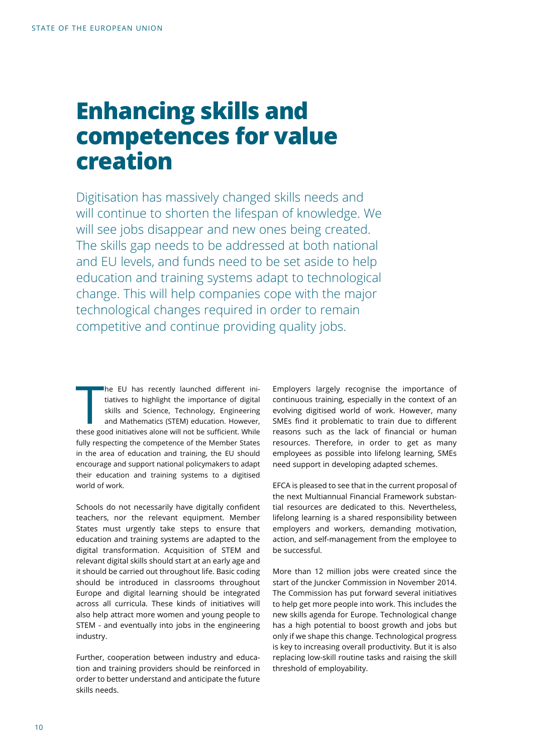# Enhancing skills and competences for value creation

Digitisation has massively changed skills needs and will continue to shorten the lifespan of knowledge. We will see jobs disappear and new ones being created. The skills gap needs to be addressed at both national and EU levels, and funds need to be set aside to help education and training systems adapt to technological change. This will help companies cope with the major technological changes required in order to remain competitive and continue providing quality jobs.

The EU has recently launched different initiatives to highlight the importance of digital skills and Science, Technology, Engineering and Mathematics (STEM) education. However, these good initiatives alone will not be sufficient. While fully respecting the competence of the Member States in the area of education and training, the EU should encourage and support national policymakers to adapt their education and training systems to a digitised world of work.

Schools do not necessarily have digitally confident teachers, nor the relevant equipment. Member States must urgently take steps to ensure that education and training systems are adapted to the digital transformation. Acquisition of STEM and relevant digital skills should start at an early age and it should be carried out throughout life. Basic coding should be introduced in classrooms throughout Europe and digital learning should be integrated across all curricula. These kinds of initiatives will also help attract more women and young people to STEM - and eventually into jobs in the engineering industry.

Further, cooperation between industry and education and training providers should be reinforced in order to better understand and anticipate the future skills needs.

Employers largely recognise the importance of continuous training, especially in the context of an evolving digitised world of work. However, many SMEs find it problematic to train due to different reasons such as the lack of financial or human resources. Therefore, in order to get as many employees as possible into lifelong learning, SMEs need support in developing adapted schemes.

EFCA is pleased to see that in the current proposal of the next Multiannual Financial Framework substantial resources are dedicated to this. Nevertheless, lifelong learning is a shared responsibility between employers and workers, demanding motivation, action, and self-management from the employee to be successful.

More than 12 million jobs were created since the start of the Juncker Commission in November 2014. The Commission has put forward several initiatives to help get more people into work. This includes the new skills agenda for Europe. Technological change has a high potential to boost growth and jobs but only if we shape this change. Technological progress is key to increasing overall productivity. But it is also replacing low-skill routine tasks and raising the skill threshold of employability.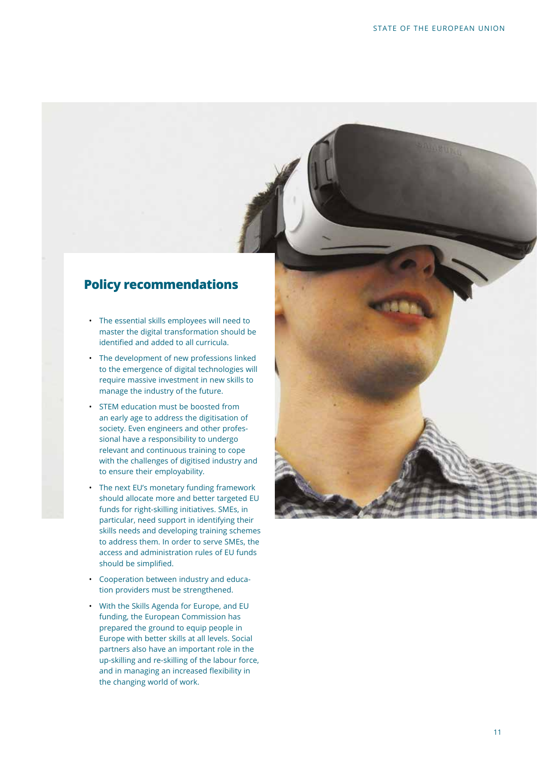## Policy recommendations

- The essential skills employees will need to master the digital transformation should be identified and added to all curricula.
- The development of new professions linked to the emergence of digital technologies will require massive investment in new skills to manage the industry of the future.
- STEM education must be boosted from an early age to address the digitisation of society. Even engineers and other professional have a responsibility to undergo relevant and continuous training to cope with the challenges of digitised industry and to ensure their employability.
- The next EU's monetary funding framework should allocate more and better targeted EU funds for right-skilling initiatives. SMEs, in particular, need support in identifying their skills needs and developing training schemes to address them. In order to serve SMEs, the access and administration rules of EU funds should be simplified.
- Cooperation between industry and education providers must be strengthened.
- With the Skills Agenda for Europe, and EU funding, the European Commission has prepared the ground to equip people in Europe with better skills at all levels. Social partners also have an important role in the up-skilling and re-skilling of the labour force, and in managing an increased flexibility in the changing world of work.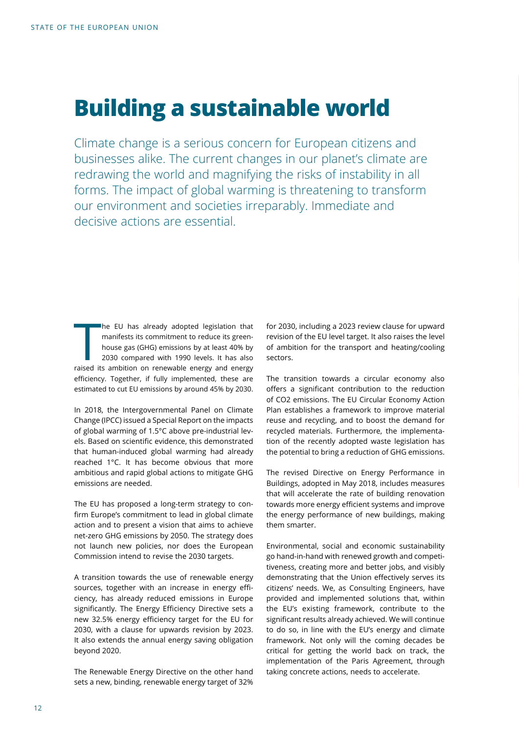# Building a sustainable world

Climate change is a serious concern for European citizens and businesses alike. The current changes in our planet's climate are redrawing the world and magnifying the risks of instability in all forms. The impact of global warming is threatening to transform our environment and societies irreparably. Immediate and decisive actions are essential.

The EU has already adopted legislation that manifests its commitment to reduce its greenhouse gas (GHG) emissions by at least 40% by 2030 compared with 1990 levels. It has also raised its ambition on renewable energy and energy efficiency. Together, if fully implemented, these are estimated to cut EU emissions by around 45% by 2030.

In 2018, the Intergovernmental Panel on Climate Change (IPCC) issued a Special Report on the impacts of global warming of 1.5°C above pre-industrial levels. Based on scientific evidence, this demonstrated that human-induced global warming had already reached 1°C. It has become obvious that more ambitious and rapid global actions to mitigate GHG emissions are needed.

The EU has proposed a long-term strategy to confirm Europe's commitment to lead in global climate action and to present a vision that aims to achieve net-zero GHG emissions by 2050. The strategy does not launch new policies, nor does the European Commission intend to revise the 2030 targets.

A transition towards the use of renewable energy sources, together with an increase in energy efficiency, has already reduced emissions in Europe significantly. The Energy Efficiency Directive sets a new 32.5% energy efficiency target for the EU for 2030, with a clause for upwards revision by 2023. It also extends the annual energy saving obligation beyond 2020.

The Renewable Energy Directive on the other hand sets a new, binding, renewable energy target of 32% for 2030, including a 2023 review clause for upward revision of the EU level target. It also raises the level of ambition for the transport and heating/cooling sectors.

The transition towards a circular economy also offers a significant contribution to the reduction of $CO_2$ emissions. The EU Circular Economy Action Plan establishes a framework to improve material reuse and recycling, and to boost the demand for recycled materials. Furthermore, the implementation of the recently adopted waste legislation has the potential to bring a reduction of GHG emissions.

The revised Directive on Energy Performance in Buildings, adopted in May 2018, includes measures that will accelerate the rate of building renovation towards more energy efficient systems and improve the energy performance of new buildings, making them smarter.

Environmental, social and economic sustainability go hand-in-hand with renewed growth and competitiveness, creating more and better jobs, and visibly demonstrating that the Union effectively serves its citizens' needs. We, as Consulting Engineers, have provided and implemented solutions that, within the EU's existing framework, contribute to the significant results already achieved. We will continue to do so, in line with the EU's energy and climate framework. Not only will the coming decades be critical for getting the world back on track, the implementation of the Paris Agreement, through taking concrete actions, needs to accelerate.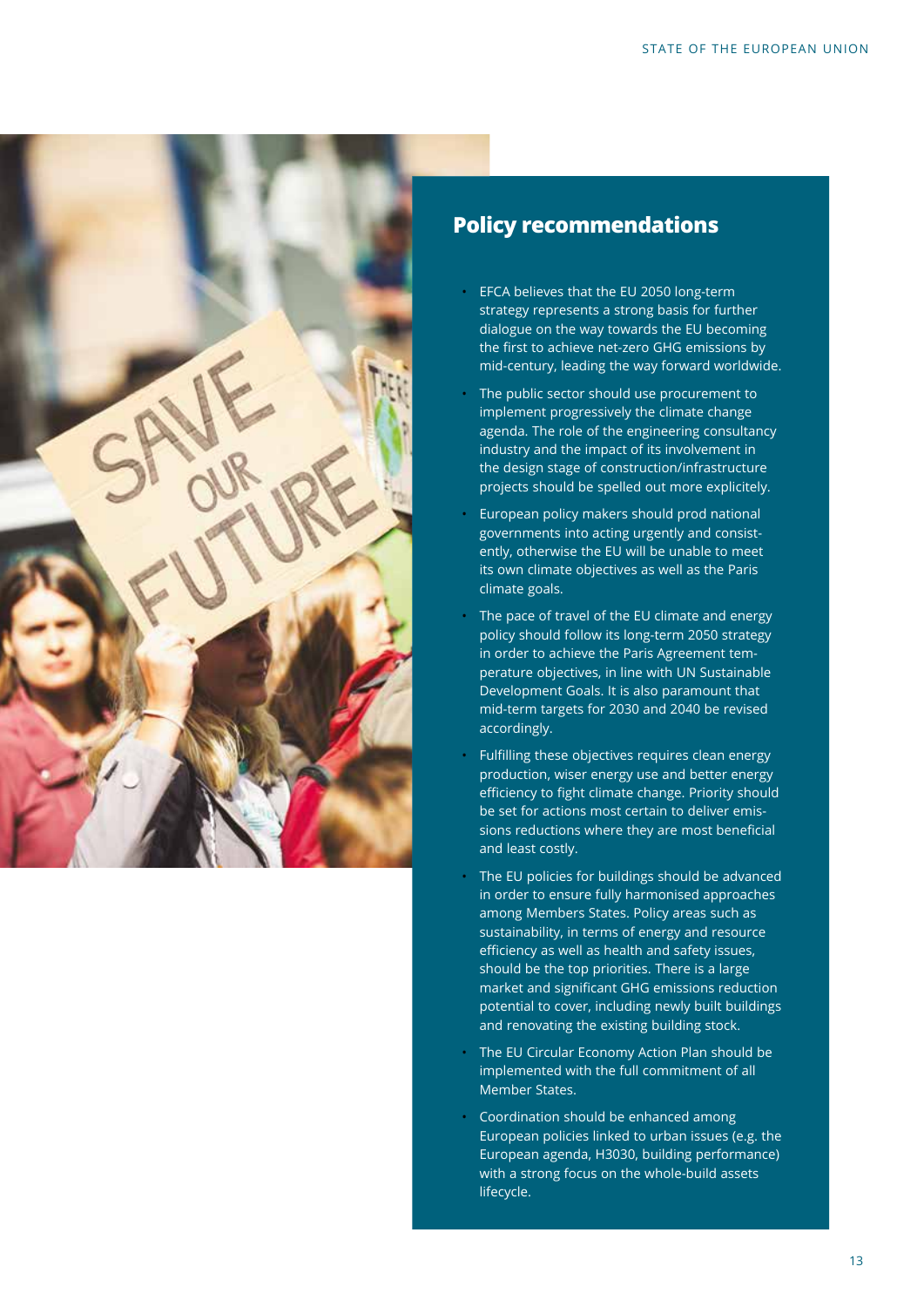## Policy recommendations

- EFCA believes that the EU 2050 long-term strategy represents a strong basis for further dialogue on the way towards the EU becoming the first to achieve net-zero GHG emissions by mid-century, leading the way forward worldwide.
- The public sector should use procurement to implement progressively the climate change agenda. The role of the engineering consultancy industry and the impact of its involvement in the design stage of construction/infrastructure projects should be spelled out more explicitely.
- European policy makers should prod national governments into acting urgently and consistently, otherwise the EU will be unable to meet its own climate objectives as well as the Paris climate goals.
- The pace of travel of the EU climate and energy policy should follow its long-term 2050 strategy in order to achieve the Paris Agreement temperature objectives, in line with UN Sustainable Development Goals. It is also paramount that mid-term targets for 2030 and 2040 be revised accordingly.
- Fulfilling these objectives requires clean energy production, wiser energy use and better energy efficiency to fight climate change. Priority should be set for actions most certain to deliver emissions reductions where they are most beneficial and least costly.
- The EU policies for buildings should be advanced in order to ensure fully harmonised approaches among Members States. Policy areas such as sustainability, in terms of energy and resource efficiency as well as health and safety issues, should be the top priorities. There is a large market and significant GHG emissions reduction potential to cover, including newly built buildings and renovating the existing building stock.
- The EU Circular Economy Action Plan should be implemented with the full commitment of all Member States.
- Coordination should be enhanced among European policies linked to urban issues (e.g. the European agenda, H3030, building performance) with a strong focus on the whole-build assets lifecycle.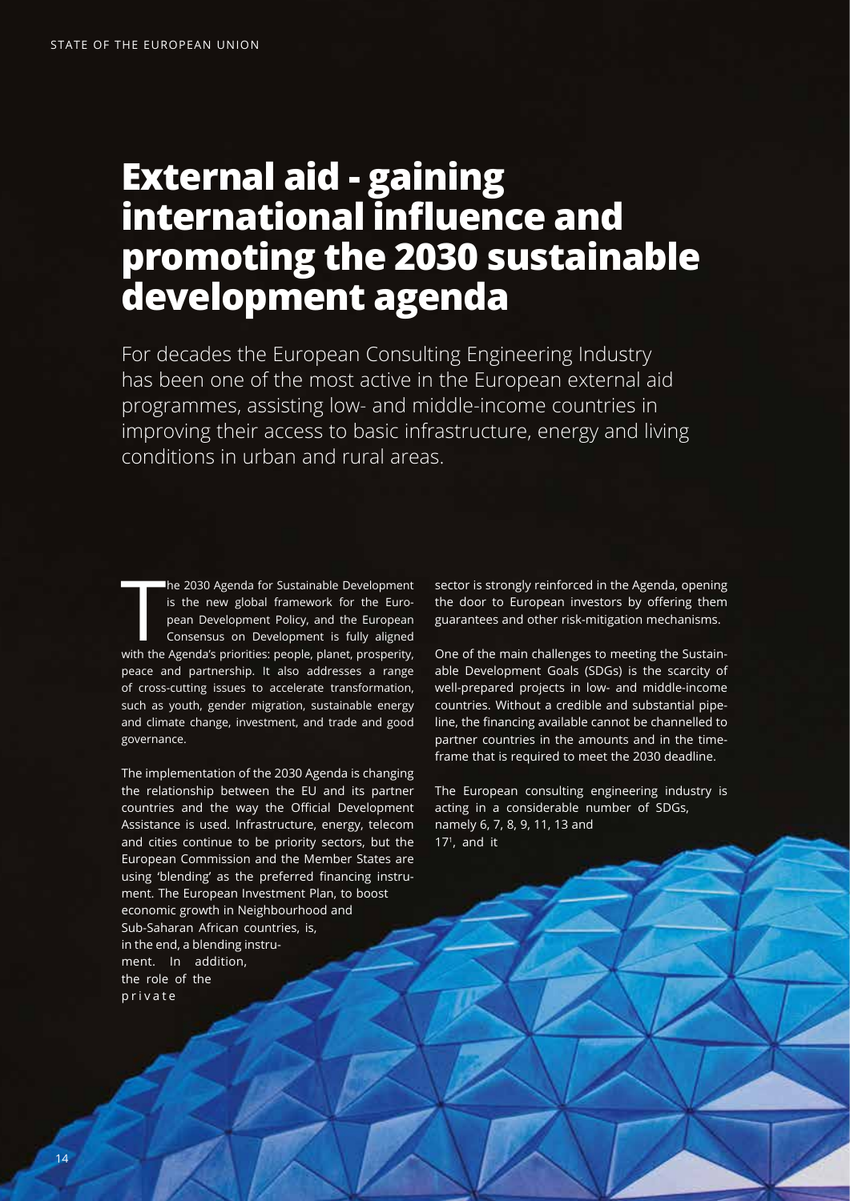# External aid - gaining international influence and promoting the 2030 sustainable development agenda

For decades the European Consulting Engineering Industry has been one of the most active in the European external aid programmes, assisting low- and middle-income countries in improving their access to basic infrastructure, energy and living conditions in urban and rural areas.

The 2030 Agenda for Sustainable Development is the new global framework for the European Development Policy, and the European Consensus on Development is fully aligned with the Agenda's priorities: people, planet, prosperity, peace and partnership. It also addresses a range of cross-cutting issues to accelerate transformation, such as youth, gender migration, sustainable energy and climate change, investment, and trade and good governance.

The implementation of the 2030 Agenda is changing the relationship between the EU and its partner countries and the way the Official Development Assistance is used. Infrastructure, energy, telecom and cities continue to be priority sectors, but the European Commission and the Member States are using 'blending' as the preferred financing instrument. The European Investment Plan, to boost economic growth in Neighbourhood and Sub-Saharan African countries, is, in the end, a blending instrument. In addition, the role of the private sector is strongly reinforced in the Agenda, opening the door to European investors by offering them guarantees and other risk-mitigation mechanisms.

One of the main challenges to meeting the Sustainable Development Goals (SDGs) is the scarcity of well-prepared projects in low- and middle-income countries. Without a credible and substantial pipeline, the financing available cannot be channelled to partner countries in the amounts and in the timeframe that is required to meet the 2030 deadline.

The European consulting engineering industry is acting in a considerable number of SDGs, namely 6, 7, 8, 9, 11, 13 and 17[1], and it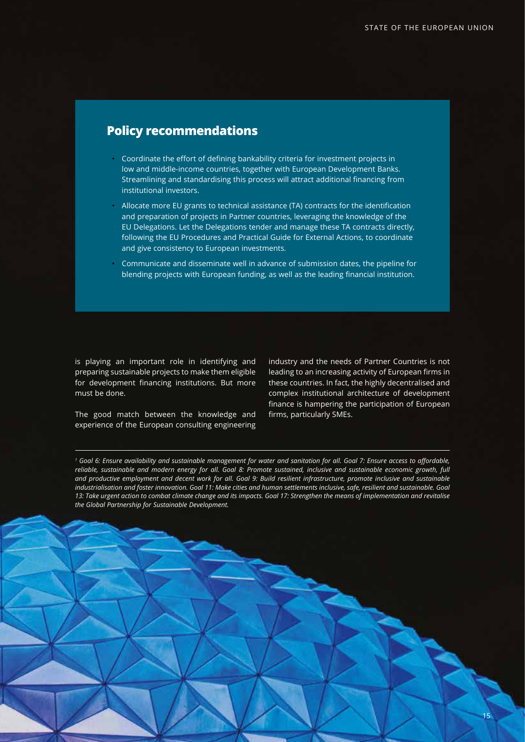## Policy recommendations

- Coordinate the effort of defining bankability criteria for investment projects in low and middle-income countries, together with European Development Banks. Streamlining and standardising this process will attract additional financing from institutional investors.
- Allocate more EU grants to technical assistance (TA) contracts for the identification and preparation of projects in Partner countries, leveraging the knowledge of the EU Delegations. Let the Delegations tender and manage these TA contracts directly, following the EU Procedures and Practical Guide for External Actions, to coordinate and give consistency to European investments.
- Communicate and disseminate well in advance of submission dates, the pipeline for blending projects with European funding, as well as the leading financial institution.

is playing an important role in identifying and preparing sustainable projects to make them eligible for development financing institutions. But more must be done.

The good match between the knowledge and experience of the European consulting engineering industry and the needs of Partner Countries is not leading to an increasing activity of European firms in these countries. In fact, the highly decentralised and complex institutional architecture of development finance is hampering the participation of European firms, particularly SMEs.

---

[1] *Goal 6: Ensure availability and sustainable management for water and sanitation for all. Goal 7: Ensure access to affordable, reliable, sustainable and modern energy for all. Goal 8: Promote sustained, inclusive and sustainable economic growth, full and productive employment and decent work for all. Goal 9: Build resilient infrastructure, promote inclusive and sustainable industrialisation and foster innovation. Goal 11: Make cities and human settlements inclusive, safe, resilient and sustainable. Goal 13: Take urgent action to combat climate change and its impacts. Goal 17: Strengthen the means of implementation and revitalise the Global Partnership for Sustainable Development.*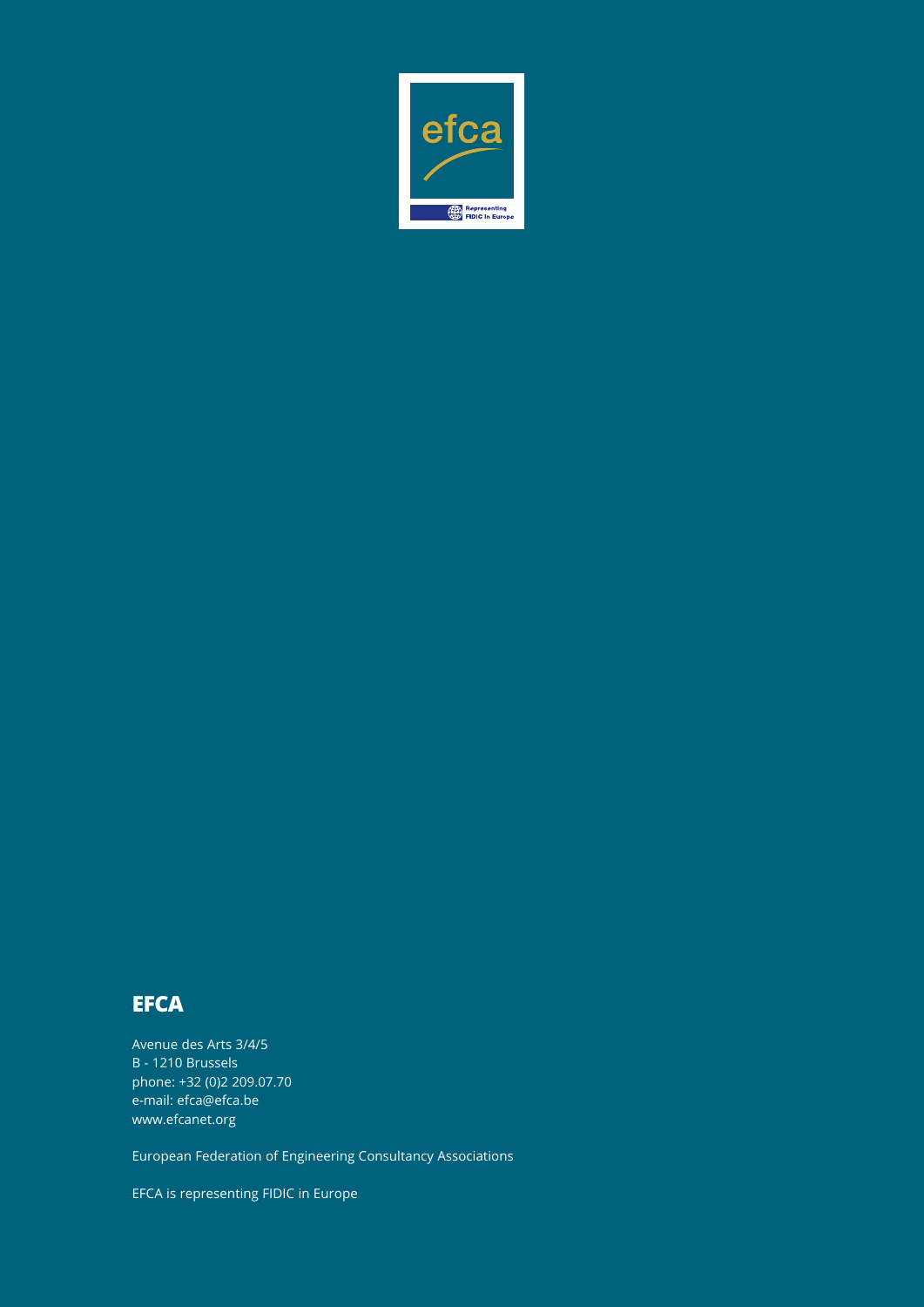## EFCA

Avenue des Arts 3/4/5
B - 1210 Brussels
phone: +32 (0)2 209.07.70
e-mail: efca@efca.be
www.efcanet.org

European Federation of Engineering Consultancy Associations

EFCA is representing FIDIC in Europe